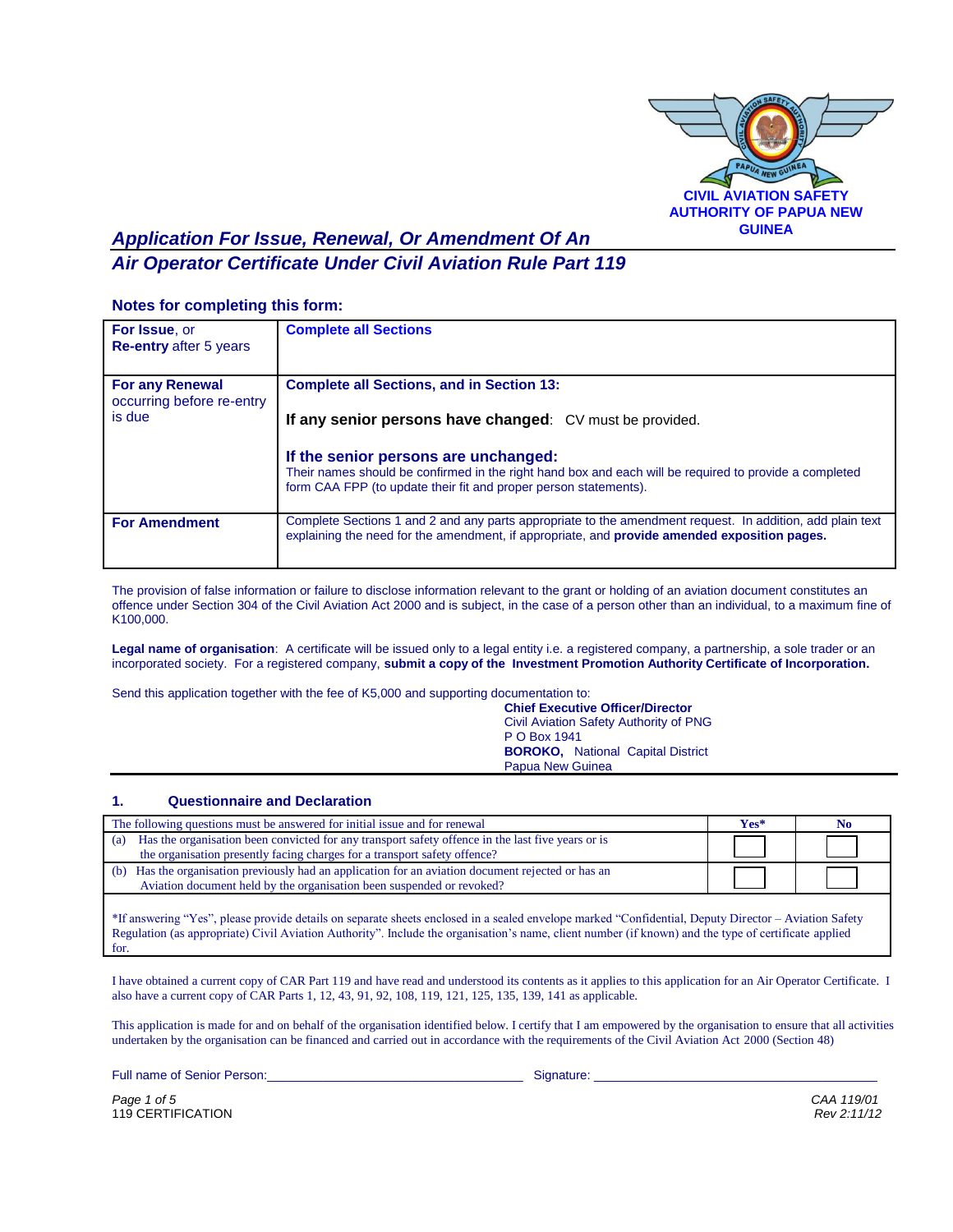CIVIL AVIATION SAFETY AUTHORITY OF PAPUA NEW GUINEA

# *Application For Issue, Renewal, Or Amendment Of An Air Operator Certificate Under Civil Aviation Rule Part 119*

### Notes for completing this form:

| | |
|---|---|
| **For Issue**, or **Re-entry** after 5 years | **Complete all Sections** |
| **For any Renewal** occurring before re-entry is due | **Complete all Sections, and in Section 13:**<br><br>**If any senior persons have changed**: CV must be provided.<br><br>**If the senior persons are unchanged:**<br>Their names should be confirmed in the right hand box and each will be required to provide a completed form CAA FPP (to update their fit and proper person statements). |
| **For Amendment** | Complete Sections 1 and 2 and any parts appropriate to the amendment request. In addition, add plain text explaining the need for the amendment, if appropriate, and **provide amended exposition pages.** |

The provision of false information or failure to disclose information relevant to the grant or holding of an aviation document constitutes an offence under Section 304 of the Civil Aviation Act 2000 and is subject, in the case of a person other than an individual, to a maximum fine of K100,000.

**Legal name of organisation**: A certificate will be issued only to a legal entity i.e. a registered company, a partnership, a sole trader or an incorporated society. For a registered company, **submit a copy of the Investment Promotion Authority Certificate of Incorporation.**

Send this application together with the fee of K5,000 and supporting documentation to:

**Chief Executive Officer/Director**
Civil Aviation Safety Authority of PNG
P O Box 1941
**BOROKO,** National Capital District
Papua New Guinea

## 1. Questionnaire and Declaration

| The following questions must be answered for initial issue and for renewal | Yes* | No |
|---|---|---|
| (a) Has the organisation been convicted for any transport safety offence in the last five years or is the organisation presently facing charges for a transport safety offence? | ☐ | ☐ |
| (b) Has the organisation previously had an application for an aviation document rejected or has an Aviation document held by the organisation been suspended or revoked? | ☐ | ☐ |
| *If answering "Yes", please provide details on separate sheets enclosed in a sealed envelope marked "Confidential, Deputy Director – Aviation Safety Regulation (as appropriate) Civil Aviation Authority". Include the organisation's name, client number (if known) and the type of certificate applied for. | | |

I have obtained a current copy of CAR Part 119 and have read and understood its contents as it applies to this application for an Air Operator Certificate. I also have a current copy of CAR Parts 1, 12, 43, 91, 92, 108, 119, 121, 125, 135, 139, 141 as applicable.

This application is made for and on behalf of the organisation identified below. I certify that I am empowered by the organisation to ensure that all activities undertaken by the organisation can be financed and carried out in accordance with the requirements of the Civil Aviation Act 2000 (Section 48)

Full name of Senior Person:_______________________________ Signature: _______________________________

119 CERTIFICATION

CAA 119/01
Rev 2:11/12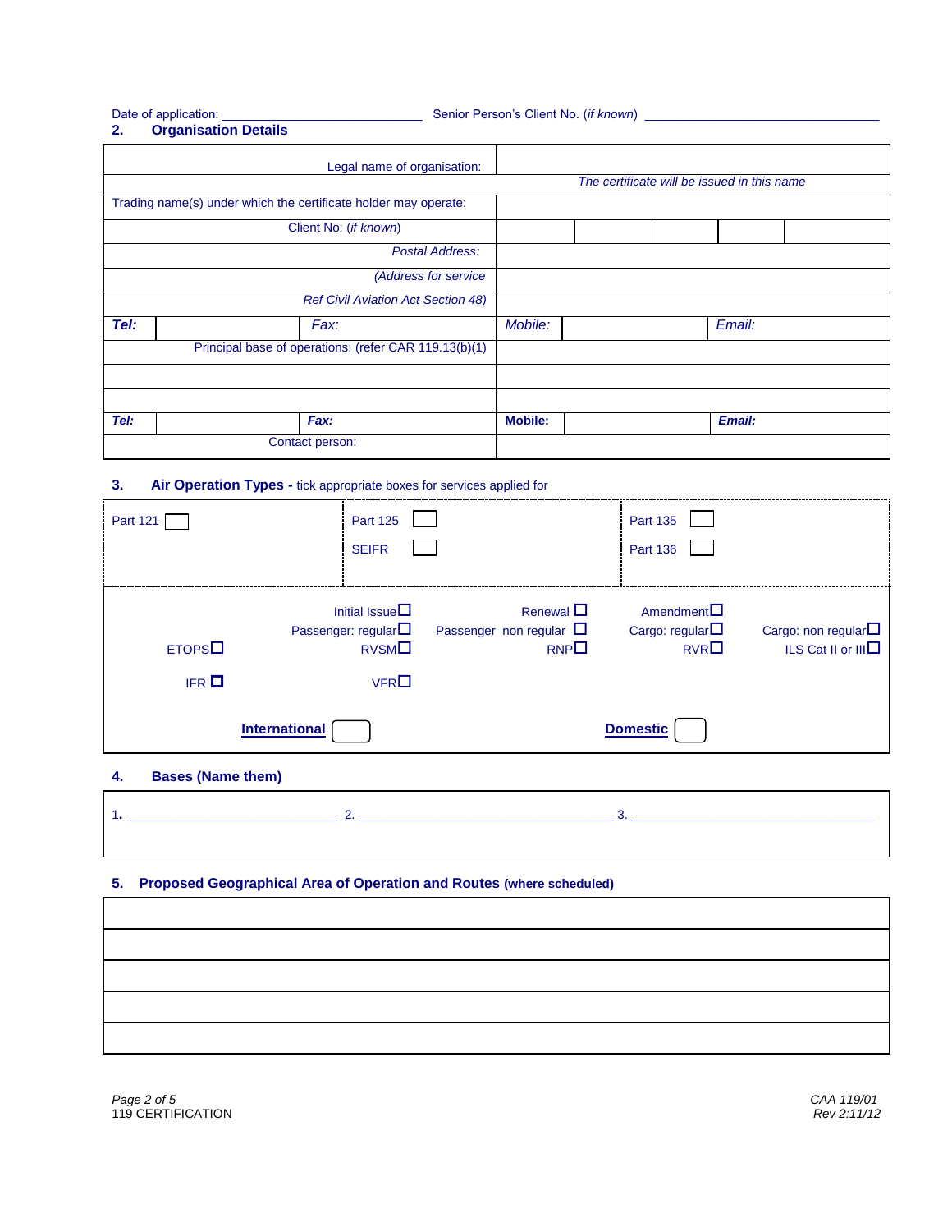Date of application: ____________________________ Senior Person's Client No. (*if known*) ________________________________

## 2. Organisation Details

| | |
|---|---|
| Legal name of organisation: | |
| | *The certificate will be issued in this name* |
| Trading name(s) under which the certificate holder may operate: | |
| Client No: (*if known*) | |
| *Postal Address:* | |
| *(Address for service* | |
| *Ref Civil Aviation Act Section 48)* | |
| ***Tel:*** | *Fax:* | *Mobile:* | *Email:* |
| Principal base of operations: (refer CAR 119.13(b)(1) | |
| | |
| | |
| ***Tel:*** | ***Fax:*** | **Mobile:** | ***Email:*** |
| Contact person: | |

## 3. Air Operation Types - tick appropriate boxes for services applied for

| | | |
|---|---|---|
| Part 121 ☐ | Part 125 ☐<br>SEIFR ☐ | Part 135 ☐<br>Part 136 ☐ |

Initial Issue ☐ Renewal ☐ Amendment ☐

Passenger: regular ☐ Passenger non regular ☐ Cargo: regular ☐ Cargo: non regular ☐

ETOPS ☐ RVSM ☐ RNP ☐ RVR ☐ ILS Cat II or III ☐

IFR ☐ VFR ☐

**International** ☐ **Domestic** ☐

## 4. Bases (Name them)

1. ____________________________ 2. ____________________________________ 3. ___________________________________

## 5. Proposed Geographical Area of Operation and Routes (where scheduled)

| |
|---|
| |
| |
| |
| |
| |

119 CERTIFICATION

CAA 119/01
Rev 2:11/12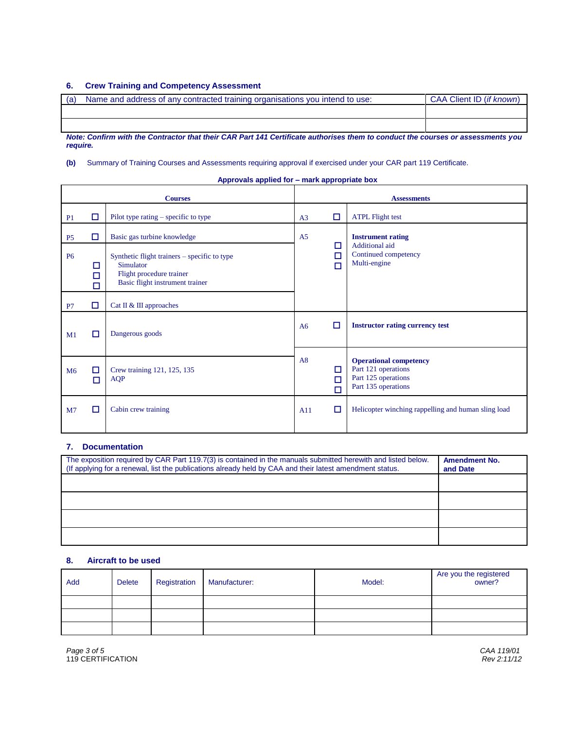## 6. Crew Training and Competency Assessment

| (a) Name and address of any contracted training organisations you intend to use: | CAA Client ID (*if known*) |
|---|---|
| | |
| | |

***Note: Confirm with the Contractor that their CAR Part 141 Certificate authorises them to conduct the courses or assessments you require.***

**(b)** Summary of Training Courses and Assessments requiring approval if exercised under your CAR part 119 Certificate.

**Approvals applied for – mark appropriate box**

| Courses | | | Assessments | | |
|---|---|---|---|---|---|
| P1 | ☐ | Pilot type rating – specific to type | A3 | ☐ | ATPL Flight test |
| P5 | ☐ | Basic gas turbine knowledge | A5 | ☐<br>☐<br>☐ | **Instrument rating**<br>Additional aid<br>Continued competency<br>Multi-engine |
| P6 | ☐<br>☐<br>☐ | Synthetic flight trainers – specific to type<br>Simulator<br>Flight procedure trainer<br>Basic flight instrument trainer | | | |
| P7 | ☐ | Cat II & III approaches | | | |
| M1 | ☐ | Dangerous goods | A6 | ☐ | **Instructor rating currency test** |
| M6 | ☐<br>☐ | Crew training 121, 125, 135<br>AQP | A8 | ☐<br>☐<br>☐ | **Operational competency**<br>Part 121 operations<br>Part 125 operations<br>Part 135 operations |
| M7 | ☐ | Cabin crew training | A11 | ☐ | Helicopter winching rappelling and human sling load |

## 7. Documentation

| The exposition required by CAR Part 119.7(3) is contained in the manuals submitted herewith and listed below. (If applying for a renewal, list the publications already held by CAA and their latest amendment status. | **Amendment No. and Date** |
|---|---|
| | |
| | |
| | |
| | |

## 8. Aircraft to be used

| Add | Delete | Registration | Manufacturer: | Model: | Are you the registered owner? |
|---|---|---|---|---|---|
| | | | | | |
| | | | | | |
| | | | | | |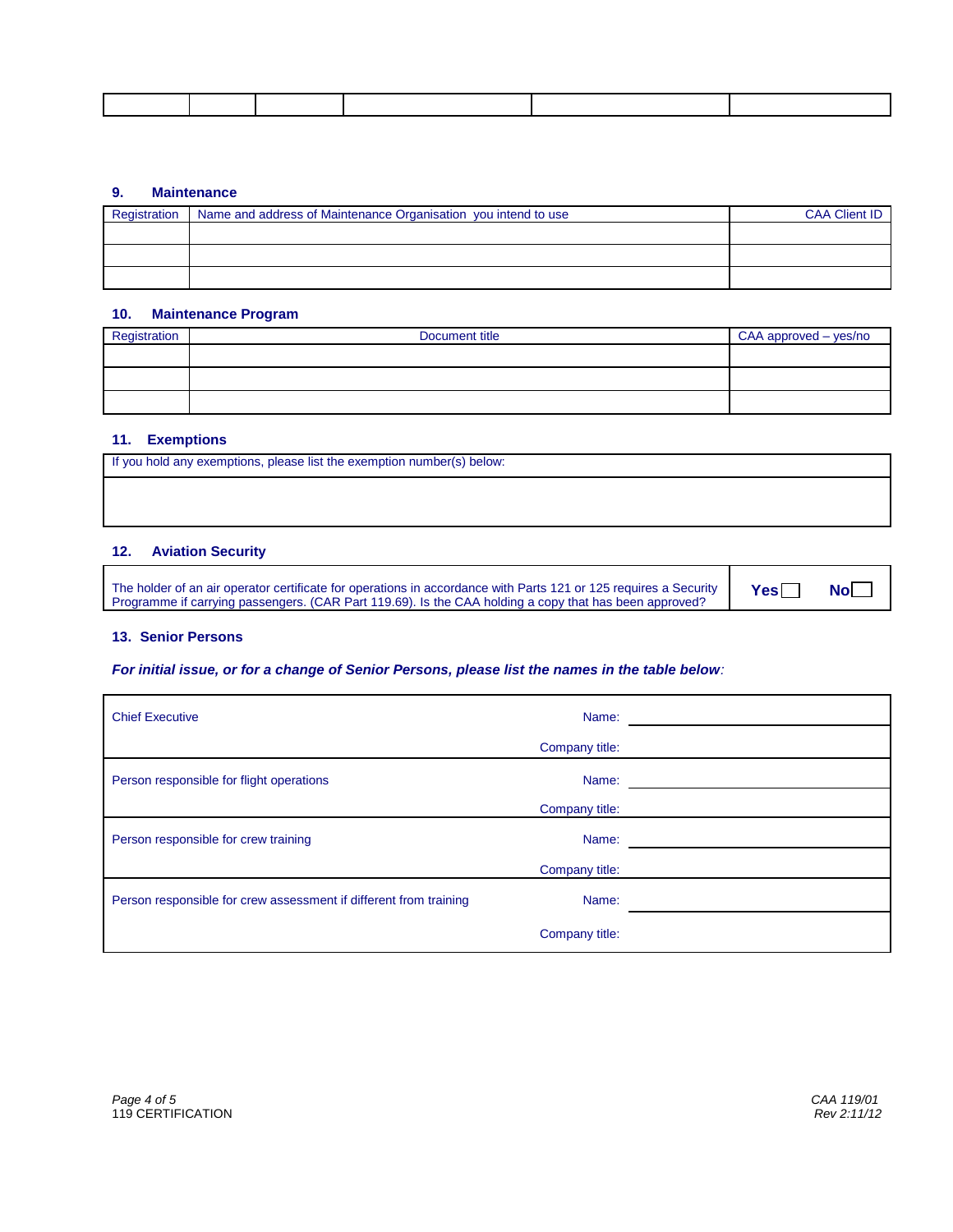| | | | | | |
|---|---|---|---|---|---|
| | | | | | |

## 9. Maintenance

| Registration | Name and address of Maintenance Organisation you intend to use | CAA Client ID |
|---|---|---|
| | | |
| | | |
| | | |

## 10. Maintenance Program

| Registration | Document title | CAA approved – yes/no |
|---|---|---|
| | | |
| | | |
| | | |

## 11. Exemptions

| If you hold any exemptions, please list the exemption number(s) below: |
|---|
| |

## 12. Aviation Security

| | |
|---|---|
| The holder of an air operator certificate for operations in accordance with Parts 121 or 125 requires a Security Programme if carrying passengers. (CAR Part 119.69). Is the CAA holding a copy that has been approved? | **Yes** ☐ **No** ☐ |

## 13. Senior Persons

***For initial issue, or for a change of Senior Persons, please list the names in the table below:***

| | | |
|---|---|---|
| Chief Executive | Name: | |
| | Company title: | |
| Person responsible for flight operations | Name: | |
| | Company title: | |
| Person responsible for crew training | Name: | |
| | Company title: | |
| Person responsible for crew assessment if different from training | Name: | |
| | Company title: | |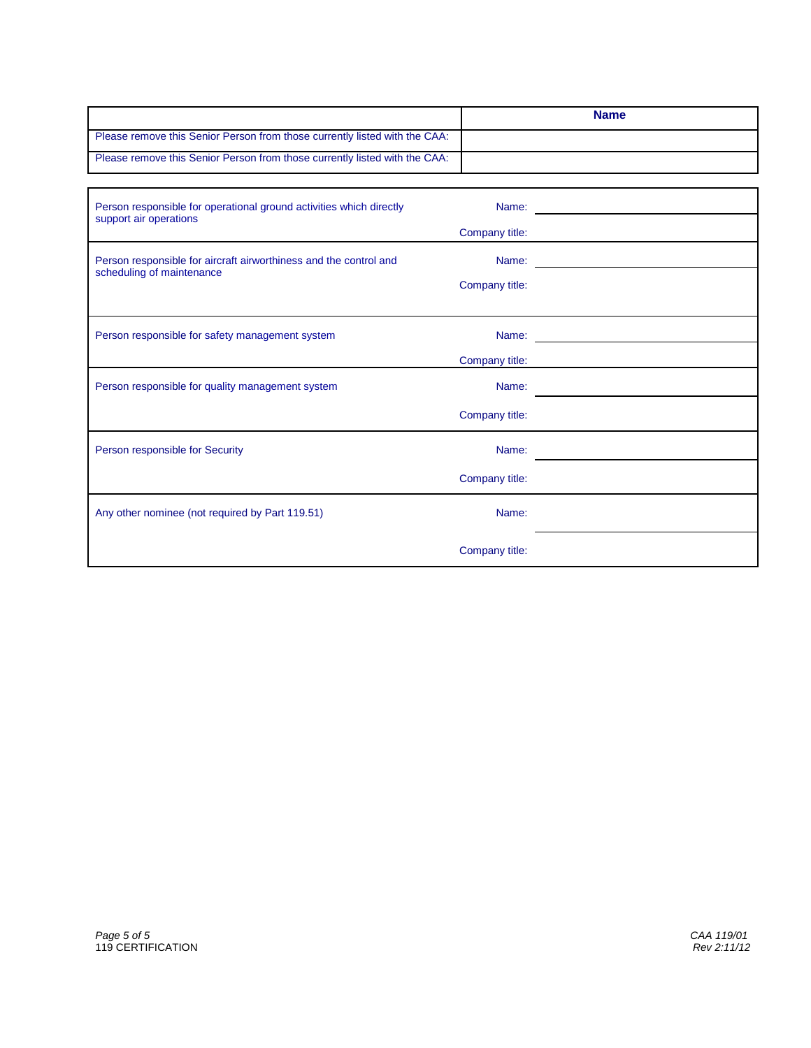| | Name |
|---|---|
| Please remove this Senior Person from those currently listed with the CAA: | |
| Please remove this Senior Person from those currently listed with the CAA: | |

| | | |
|---|---|---|
| Person responsible for operational ground activities which directly support air operations | Name: | |
| | Company title: | |
| Person responsible for aircraft airworthiness and the control and scheduling of maintenance | Name: | |
| | Company title: | |
| Person responsible for safety management system | Name: | |
| | Company title: | |
| Person responsible for quality management system | Name: | |
| | Company title: | |
| Person responsible for Security | Name: | |
| | Company title: | |
| Any other nominee (not required by Part 119.51) | Name: | |
| | Company title: | |